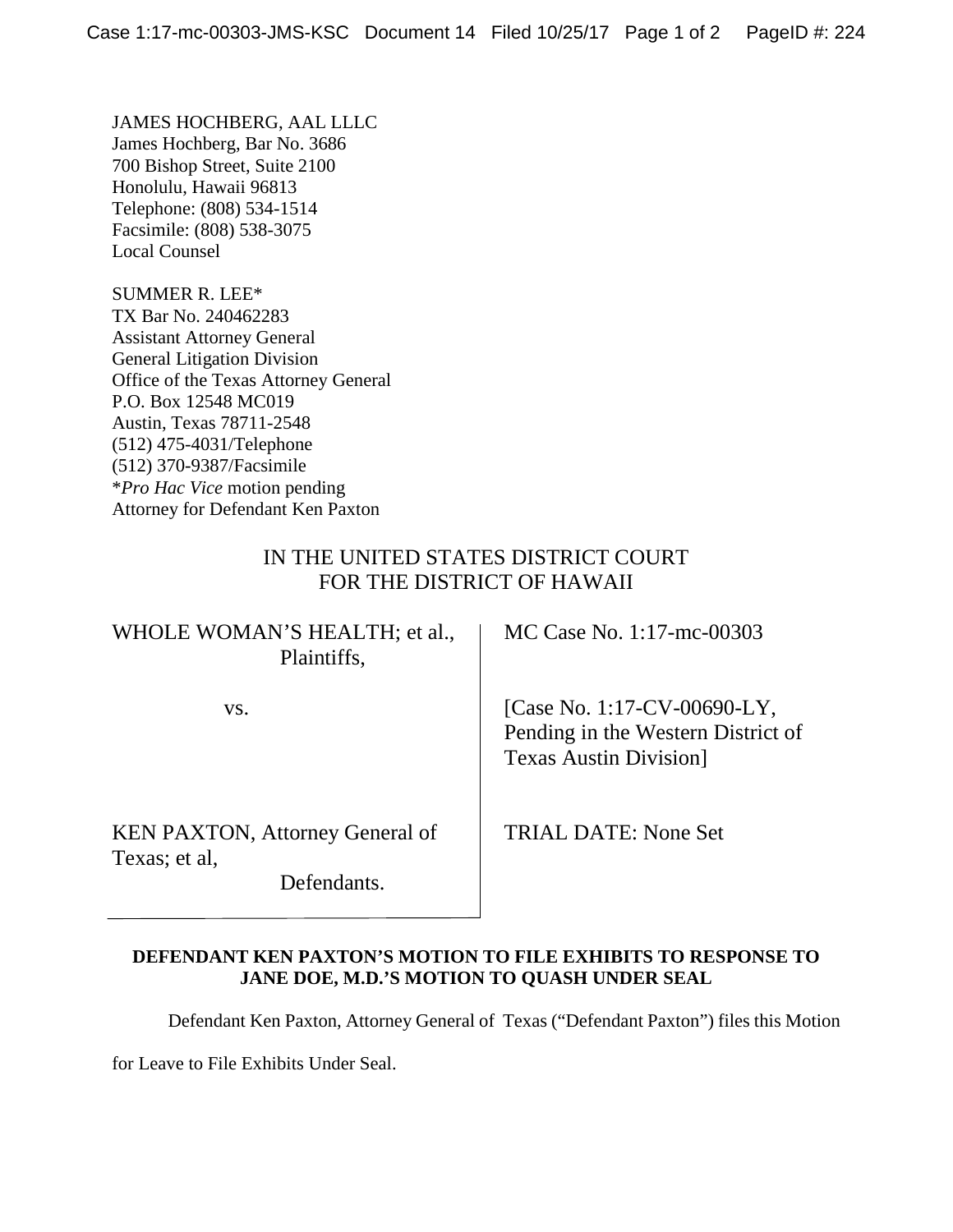JAMES HOCHBERG, AAL LLLC
James Hochberg, Bar No. 3686
700 Bishop Street, Suite 2100
Honolulu, Hawaii 96813
Telephone: (808) 534-1514
Facsimile: (808) 538-3075
Local Counsel

SUMMER R. LEE*
TX Bar No. 240462283
Assistant Attorney General
General Litigation Division
Office of the Texas Attorney General
P.O. Box 12548 MC019
Austin, Texas 78711-2548
(512) 475-4031/Telephone
(512) 370-9387/Facsimile
**Pro Hac Vice* motion pending
Attorney for Defendant Ken Paxton

IN THE UNITED STATES DISTRICT COURT
FOR THE DISTRICT OF HAWAII

| | |
|---|---|
| WHOLE WOMAN'S HEALTH; et al., Plaintiffs, | MC Case No. 1:17-mc-00303 |
| vs. | [Case No. 1:17-CV-00690-LY, Pending in the Western District of Texas Austin Division] |
| KEN PAXTON, Attorney General of Texas; et al, Defendants. | TRIAL DATE: None Set |

**DEFENDANT KEN PAXTON'S MOTION TO FILE EXHIBITS TO RESPONSE TO JANE DOE, M.D.'S MOTION TO QUASH UNDER SEAL**

Defendant Ken Paxton, Attorney General of Texas ("Defendant Paxton") files this Motion for Leave to File Exhibits Under Seal.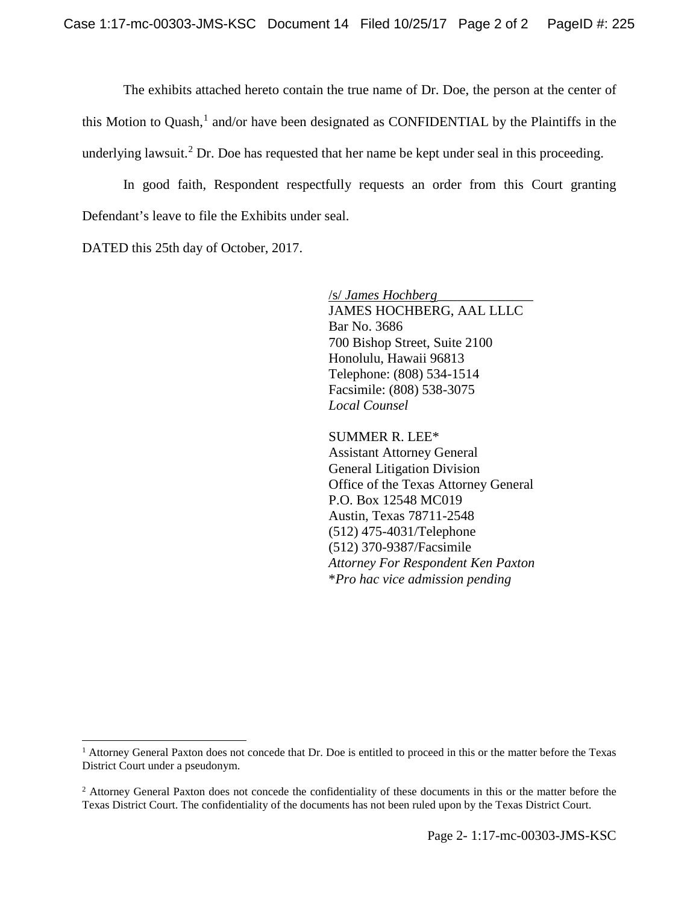The exhibits attached hereto contain the true name of Dr. Doe, the person at the center of this Motion to Quash,[1] and/or have been designated as CONFIDENTIAL by the Plaintiffs in the underlying lawsuit.[2] Dr. Doe has requested that her name be kept under seal in this proceeding.

In good faith, Respondent respectfully requests an order from this Court granting Defendant's leave to file the Exhibits under seal.

DATED this 25th day of October, 2017.

/s/ *James Hochberg*  
JAMES HOCHBERG, AAL LLLC  
Bar No. 3686  
700 Bishop Street, Suite 2100  
Honolulu, Hawaii 96813  
Telephone: (808) 534-1514  
Facsimile: (808) 538-3075  
*Local Counsel*

SUMMER R. LEE*  
Assistant Attorney General  
General Litigation Division  
Office of the Texas Attorney General  
P.O. Box 12548 MC019  
Austin, Texas 78711-2548  
(512) 475-4031/Telephone  
(512) 370-9387/Facsimile  
*Attorney For Respondent Ken Paxton*  
*\*Pro hac vice admission pending*

---

[1] Attorney General Paxton does not concede that Dr. Doe is entitled to proceed in this or the matter before the Texas District Court under a pseudonym.

[2] Attorney General Paxton does not concede the confidentiality of these documents in this or the matter before the Texas District Court. The confidentiality of the documents has not been ruled upon by the Texas District Court.